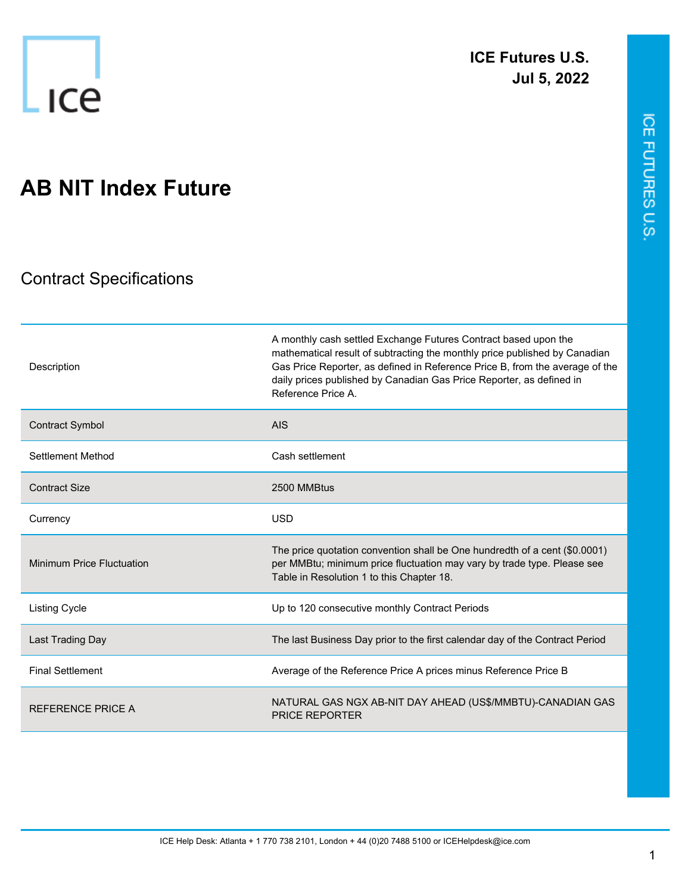ICE Futures U.S.
Jul 5, 2022

# AB NIT Index Future

## Contract Specifications

| | |
|---|---|
| Description | A monthly cash settled Exchange Futures Contract based upon the mathematical result of subtracting the monthly price published by Canadian Gas Price Reporter, as defined in Reference Price B, from the average of the daily prices published by Canadian Gas Price Reporter, as defined in Reference Price A. |
| Contract Symbol | AIS |
| Settlement Method | Cash settlement |
| Contract Size | 2500 MMBtus |
| Currency | USD |
| Minimum Price Fluctuation | The price quotation convention shall be One hundredth of a cent ($0.0001) per MMBtu; minimum price fluctuation may vary by trade type. Please see Table in Resolution 1 to this Chapter 18. |
| Listing Cycle | Up to 120 consecutive monthly Contract Periods |
| Last Trading Day | The last Business Day prior to the first calendar day of the Contract Period |
| Final Settlement | Average of the Reference Price A prices minus Reference Price B |
| REFERENCE PRICE A | NATURAL GAS NGX AB-NIT DAY AHEAD (US$/MMBTU)-CANADIAN GAS PRICE REPORTER |

ICE Help Desk: Atlanta + 1 770 738 2101, London + 44 (0)20 7488 5100 or ICEHelpdesk@ice.com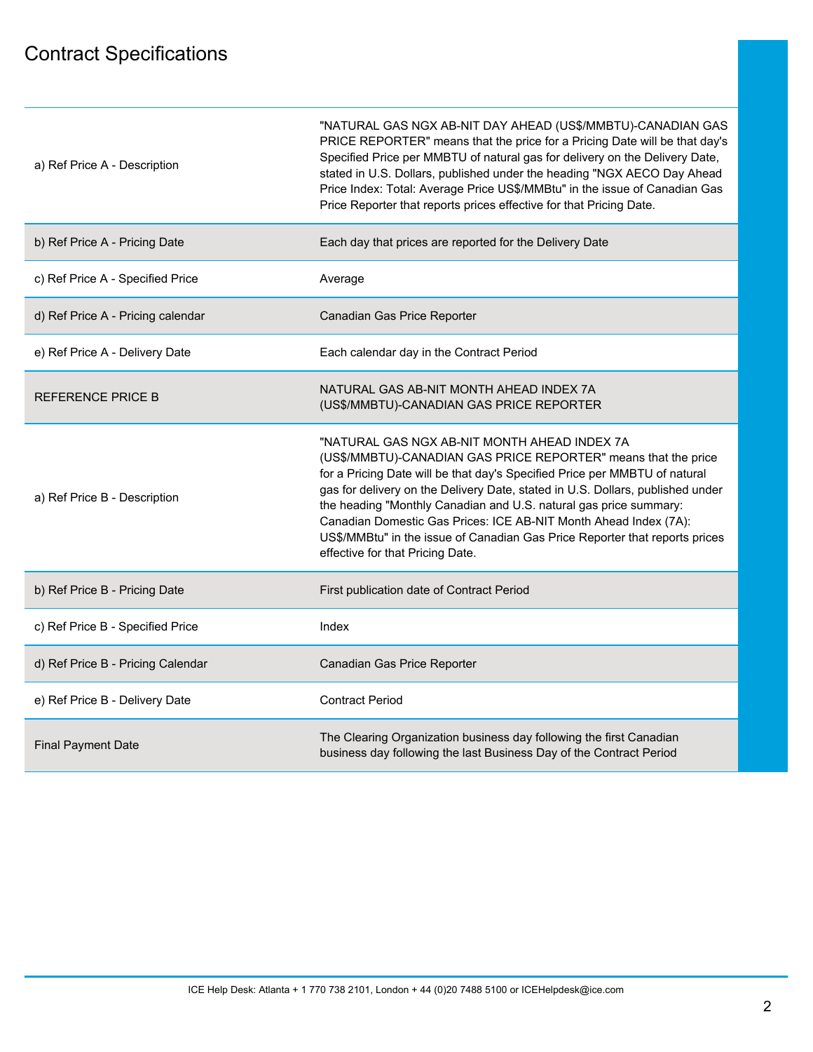# Contract Specifications

| | |
|---|---|
| a) Ref Price A - Description | "NATURAL GAS NGX AB-NIT DAY AHEAD (US$/MMBTU)-CANADIAN GAS PRICE REPORTER" means that the price for a Pricing Date will be that day's Specified Price per MMBTU of natural gas for delivery on the Delivery Date, stated in U.S. Dollars, published under the heading "NGX AECO Day Ahead Price Index: Total: Average Price US$/MMBtu" in the issue of Canadian Gas Price Reporter that reports prices effective for that Pricing Date. |
| b) Ref Price A - Pricing Date | Each day that prices are reported for the Delivery Date |
| c) Ref Price A - Specified Price | Average |
| d) Ref Price A - Pricing calendar | Canadian Gas Price Reporter |
| e) Ref Price A - Delivery Date | Each calendar day in the Contract Period |
| REFERENCE PRICE B | NATURAL GAS AB-NIT MONTH AHEAD INDEX 7A (US$/MMBTU)-CANADIAN GAS PRICE REPORTER |
| a) Ref Price B - Description | "NATURAL GAS NGX AB-NIT MONTH AHEAD INDEX 7A (US$/MMBTU)-CANADIAN GAS PRICE REPORTER" means that the price for a Pricing Date will be that day's Specified Price per MMBTU of natural gas for delivery on the Delivery Date, stated in U.S. Dollars, published under the heading "Monthly Canadian and U.S. natural gas price summary: Canadian Domestic Gas Prices: ICE AB-NIT Month Ahead Index (7A): US$/MMBtu" in the issue of Canadian Gas Price Reporter that reports prices effective for that Pricing Date. |
| b) Ref Price B - Pricing Date | First publication date of Contract Period |
| c) Ref Price B - Specified Price | Index |
| d) Ref Price B - Pricing Calendar | Canadian Gas Price Reporter |
| e) Ref Price B - Delivery Date | Contract Period |
| Final Payment Date | The Clearing Organization business day following the first Canadian business day following the last Business Day of the Contract Period |

ICE Help Desk: Atlanta + 1 770 738 2101, London + 44 (0)20 7488 5100 or ICEHelpdesk@ice.com